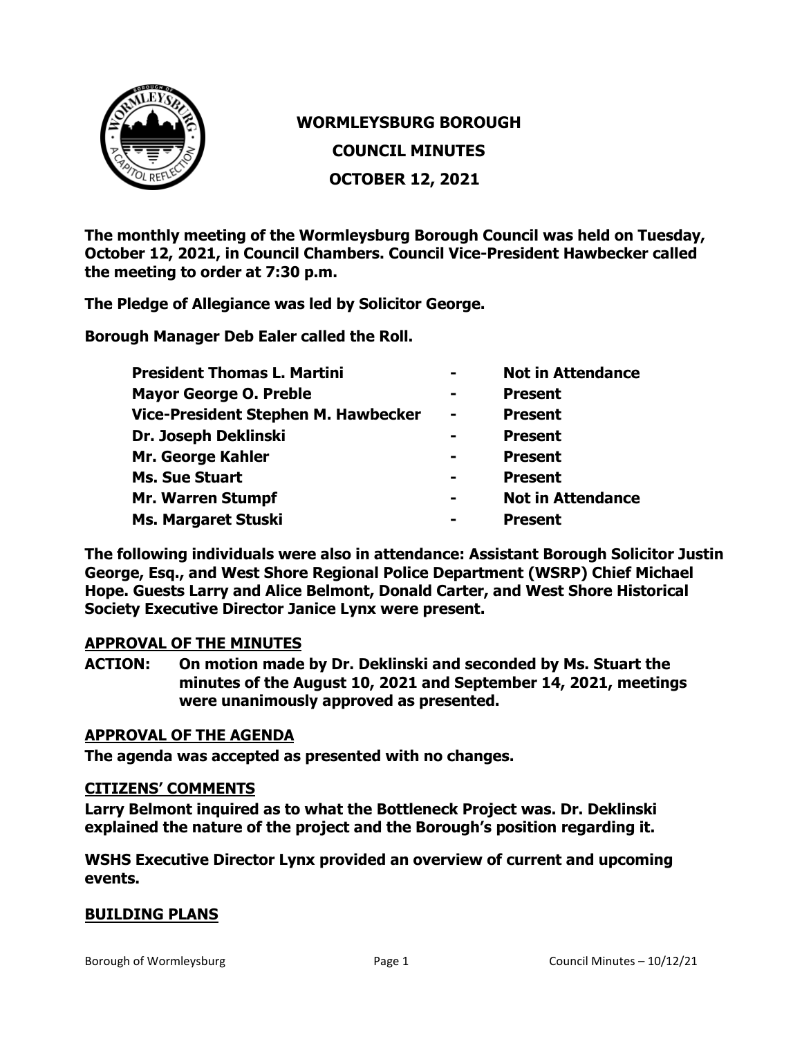# WORMLEYSBURG BOROUGH

## COUNCIL MINUTES

## OCTOBER 12, 2021

**The monthly meeting of the Wormleysburg Borough Council was held on Tuesday, October 12, 2021, in Council Chambers. Council Vice-President Hawbecker called the meeting to order at 7:30 p.m.**

**The Pledge of Allegiance was led by Solicitor George.**

**Borough Manager Deb Ealer called the Roll.**

| | | |
|---|---|---|
| **President Thomas L. Martini** | **-** | **Not in Attendance** |
| **Mayor George O. Preble** | **-** | **Present** |
| **Vice-President Stephen M. Hawbecker** | **-** | **Present** |
| **Dr. Joseph Deklinski** | **-** | **Present** |
| **Mr. George Kahler** | **-** | **Present** |
| **Ms. Sue Stuart** | **-** | **Present** |
| **Mr. Warren Stumpf** | **-** | **Not in Attendance** |
| **Ms. Margaret Stuski** | **-** | **Present** |

**The following individuals were also in attendance: Assistant Borough Solicitor Justin George, Esq., and West Shore Regional Police Department (WSRP) Chief Michael Hope. Guests Larry and Alice Belmont, Donald Carter, and West Shore Historical Society Executive Director Janice Lynx were present.**

**APPROVAL OF THE MINUTES**

**ACTION: On motion made by Dr. Deklinski and seconded by Ms. Stuart the minutes of the August 10, 2021 and September 14, 2021, meetings were unanimously approved as presented.**

**APPROVAL OF THE AGENDA**

**The agenda was accepted as presented with no changes.**

**CITIZENS' COMMENTS**

**Larry Belmont inquired as to what the Bottleneck Project was. Dr. Deklinski explained the nature of the project and the Borough's position regarding it.**

**WSHS Executive Director Lynx provided an overview of current and upcoming events.**

**BUILDING PLANS**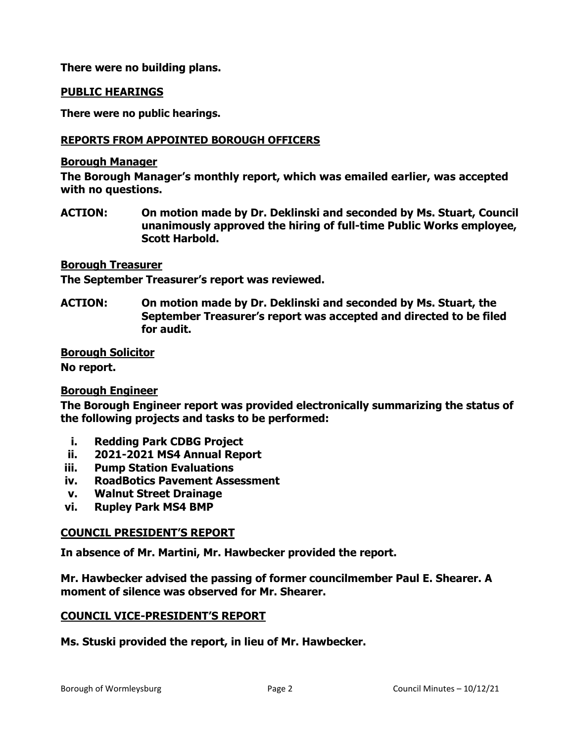**There were no building plans.**

## PUBLIC HEARINGS

**There were no public hearings.**

## REPORTS FROM APPOINTED BOROUGH OFFICERS

### Borough Manager

**The Borough Manager's monthly report, which was emailed earlier, was accepted with no questions.**

**ACTION: On motion made by Dr. Deklinski and seconded by Ms. Stuart, Council unanimously approved the hiring of full-time Public Works employee, Scott Harbold.**

### Borough Treasurer

**The September Treasurer's report was reviewed.**

**ACTION: On motion made by Dr. Deklinski and seconded by Ms. Stuart, the September Treasurer's report was accepted and directed to be filed for audit.**

### Borough Solicitor

**No report.**

### Borough Engineer

**The Borough Engineer report was provided electronically summarizing the status of the following projects and tasks to be performed:**

- **i. Redding Park CDBG Project**
- **ii. 2021-2021 MS4 Annual Report**
- **iii. Pump Station Evaluations**
- **iv. RoadBotics Pavement Assessment**
- **v. Walnut Street Drainage**
- **vi. Rupley Park MS4 BMP**

## COUNCIL PRESIDENT'S REPORT

**In absence of Mr. Martini, Mr. Hawbecker provided the report.**

**Mr. Hawbecker advised the passing of former councilmember Paul E. Shearer. A moment of silence was observed for Mr. Shearer.**

## COUNCIL VICE-PRESIDENT'S REPORT

**Ms. Stuski provided the report, in lieu of Mr. Hawbecker.**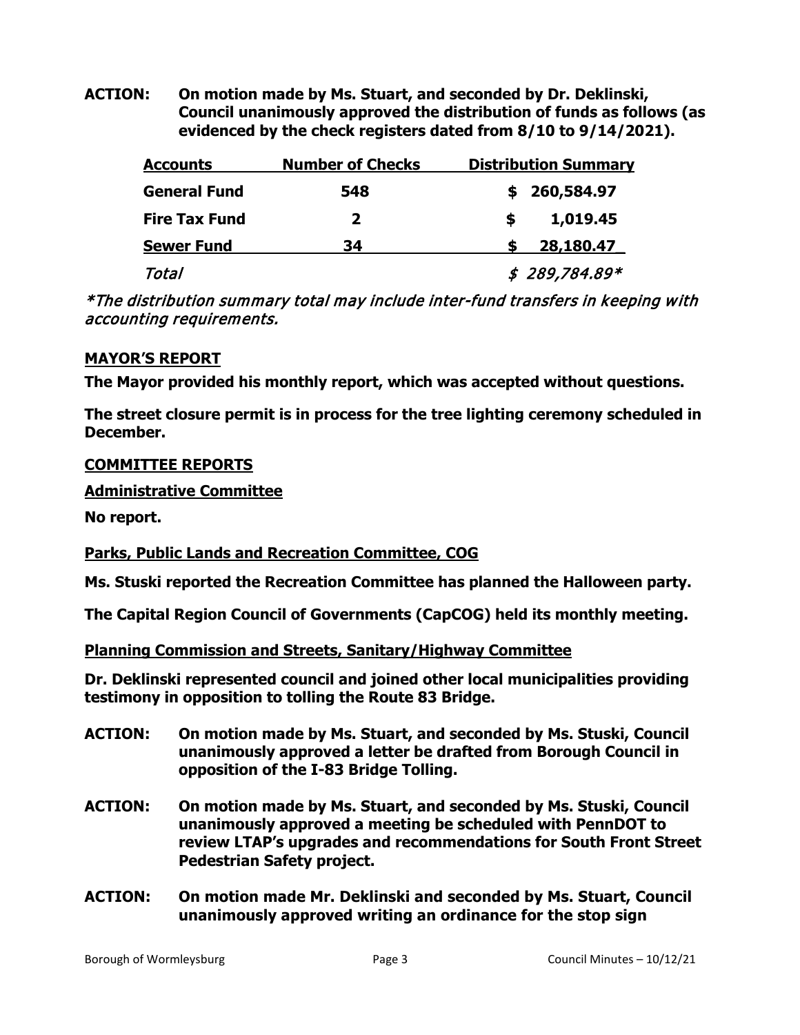**ACTION: On motion made by Ms. Stuart, and seconded by Dr. Deklinski, Council unanimously approved the distribution of funds as follows (as evidenced by the check registers dated from 8/10 to 9/14/2021).**

| Accounts | Number of Checks | Distribution Summary |
|---|---|---|
| **General Fund** | **548** | **$ 260,584.97** |
| **Fire Tax Fund** | **2** | **$ 1,019.45** |
| **Sewer Fund** | **34** | **$ 28,180.47** |
| *Total* | | *$ 289,784.89** |

*\*The distribution summary total may include inter-fund transfers in keeping with accounting requirements.*

## MAYOR'S REPORT

**The Mayor provided his monthly report, which was accepted without questions.**

**The street closure permit is in process for the tree lighting ceremony scheduled in December.**

## COMMITTEE REPORTS

### Administrative Committee

**No report.**

### Parks, Public Lands and Recreation Committee, COG

**Ms. Stuski reported the Recreation Committee has planned the Halloween party.**

**The Capital Region Council of Governments (CapCOG) held its monthly meeting.**

### Planning Commission and Streets, Sanitary/Highway Committee

**Dr. Deklinski represented council and joined other local municipalities providing testimony in opposition to tolling the Route 83 Bridge.**

**ACTION: On motion made by Ms. Stuart, and seconded by Ms. Stuski, Council unanimously approved a letter be drafted from Borough Council in opposition of the I-83 Bridge Tolling.**

**ACTION: On motion made by Ms. Stuart, and seconded by Ms. Stuski, Council unanimously approved a meeting be scheduled with PennDOT to review LTAP's upgrades and recommendations for South Front Street Pedestrian Safety project.**

**ACTION: On motion made Mr. Deklinski and seconded by Ms. Stuart, Council unanimously approved writing an ordinance for the stop sign**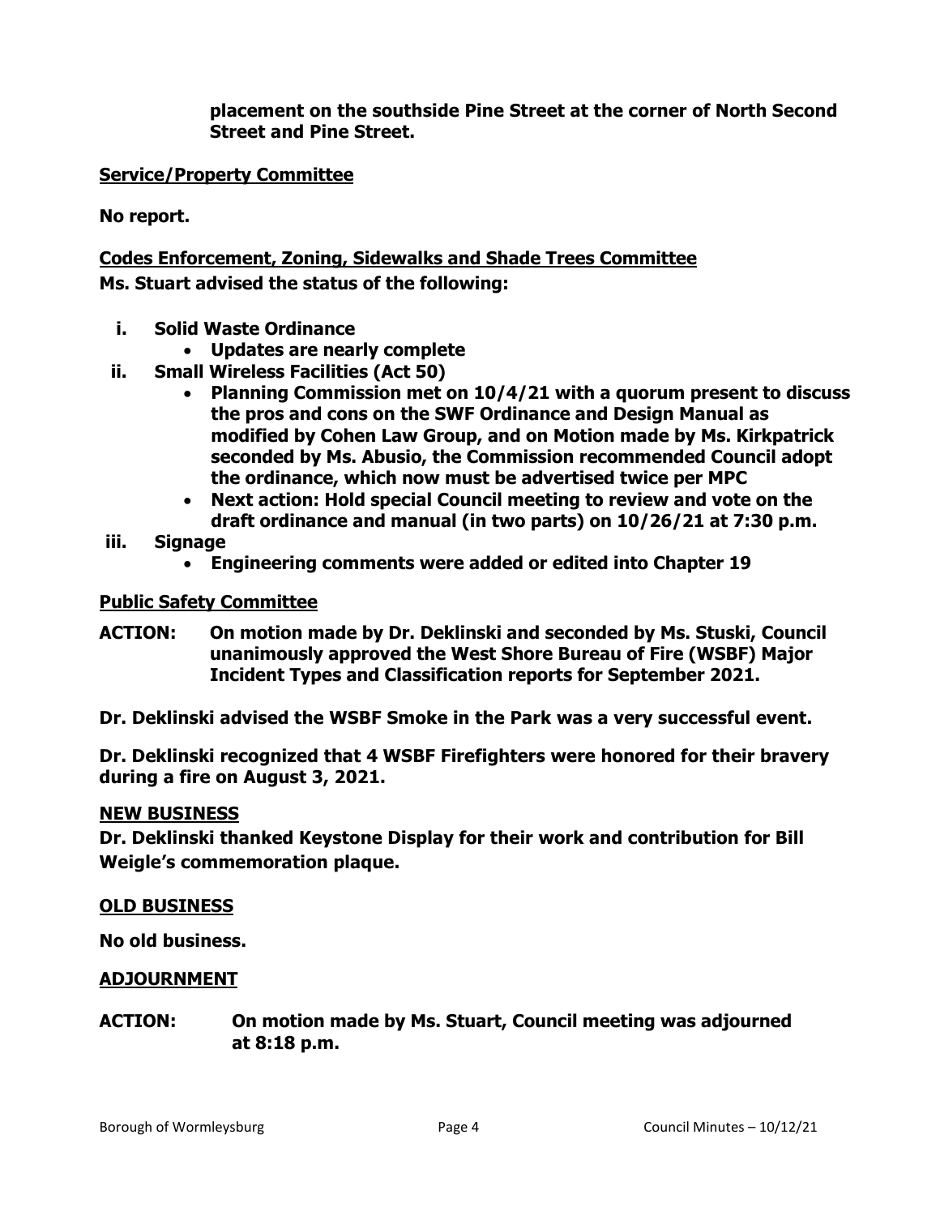**placement on the southside Pine Street at the corner of North Second Street and Pine Street.**

**Service/Property Committee**

**No report.**

**Codes Enforcement, Zoning, Sidewalks and Shade Trees Committee**

**Ms. Stuart advised the status of the following:**

- **i. Solid Waste Ordinance**
  - **Updates are nearly complete**
- **ii. Small Wireless Facilities (Act 50)**
  - **Planning Commission met on 10/4/21 with a quorum present to discuss the pros and cons on the SWF Ordinance and Design Manual as modified by Cohen Law Group, and on Motion made by Ms. Kirkpatrick seconded by Ms. Abusio, the Commission recommended Council adopt the ordinance, which now must be advertised twice per MPC**
  - **Next action: Hold special Council meeting to review and vote on the draft ordinance and manual (in two parts) on 10/26/21 at 7:30 p.m.**
- **iii. Signage**
  - **Engineering comments were added or edited into Chapter 19**

**Public Safety Committee**

**ACTION: On motion made by Dr. Deklinski and seconded by Ms. Stuski, Council unanimously approved the West Shore Bureau of Fire (WSBF) Major Incident Types and Classification reports for September 2021.**

**Dr. Deklinski advised the WSBF Smoke in the Park was a very successful event.**

**Dr. Deklinski recognized that 4 WSBF Firefighters were honored for their bravery during a fire on August 3, 2021.**

**NEW BUSINESS**

**Dr. Deklinski thanked Keystone Display for their work and contribution for Bill Weigle's commemoration plaque.**

**OLD BUSINESS**

**No old business.**

**ADJOURNMENT**

**ACTION: On motion made by Ms. Stuart, Council meeting was adjourned at 8:18 p.m.**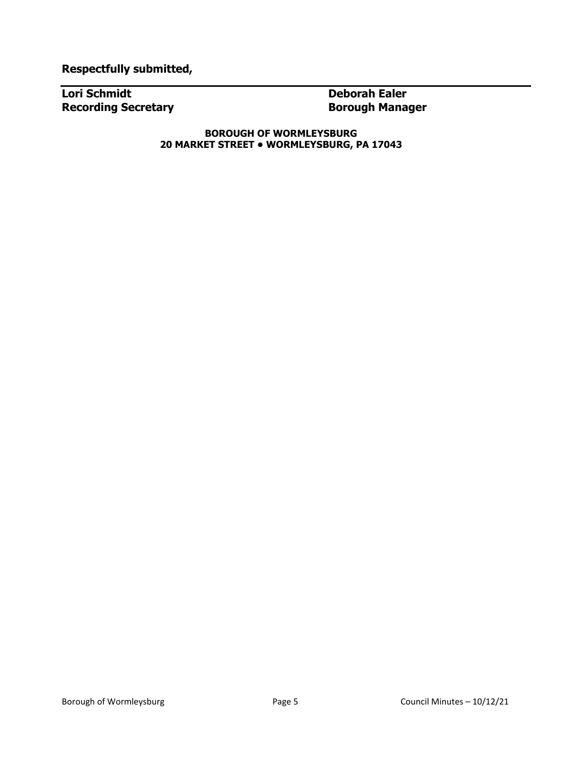**Respectfully submitted,**

**Lori Schmidt**
**Recording Secretary**

**Deborah Ealer**
**Borough Manager**

**BOROUGH OF WORMLEYSBURG**
**20 MARKET STREET • WORMLEYSBURG, PA 17043**